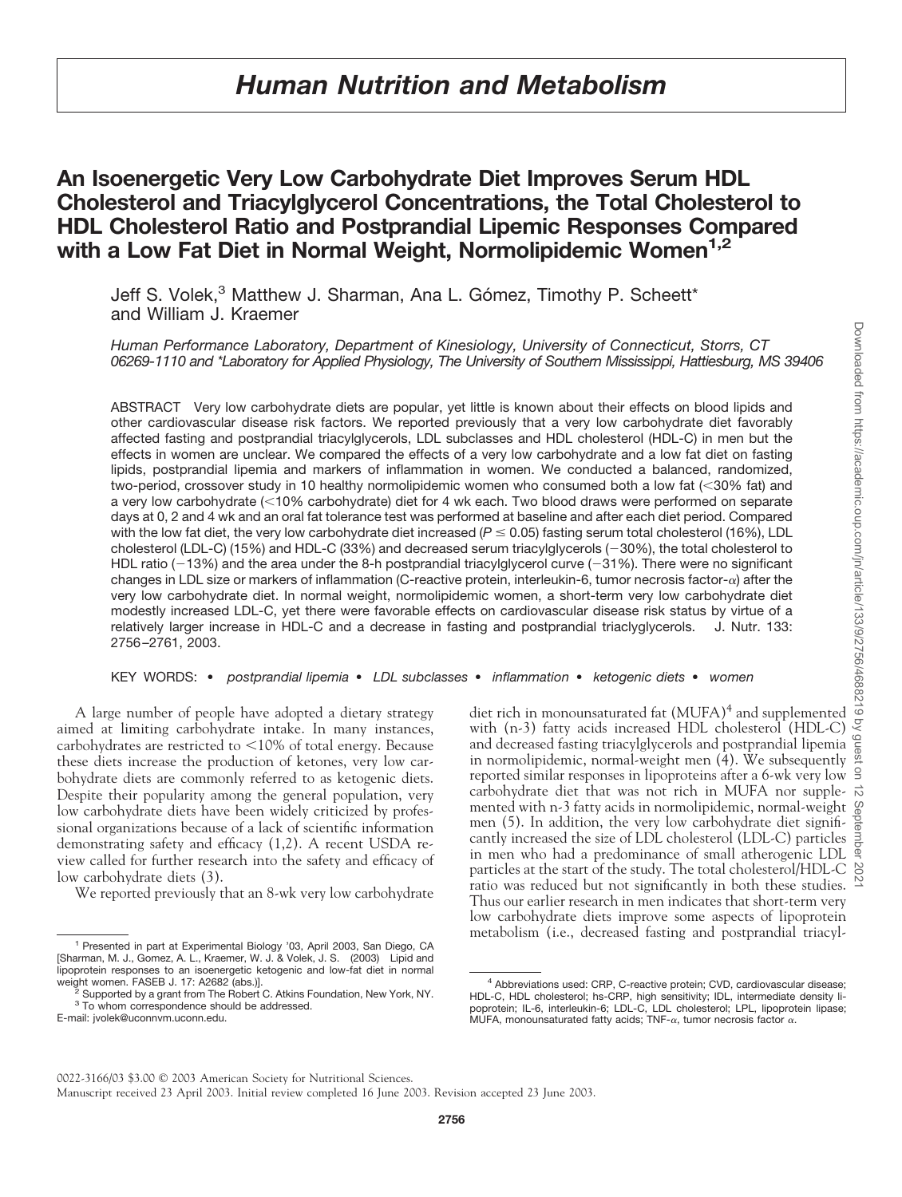# Human Nutrition and Metabolism

## An Isoenergetic Very Low Carbohydrate Diet Improves Serum HDL Cholesterol and Triacylglycerol Concentrations, the Total Cholesterol to HDL Cholesterol Ratio and Postprandial Lipemic Responses Compared with a Low Fat Diet in Normal Weight, Normolipidemic Women[1,2]

Jeff S. Volek,[3] Matthew J. Sharman, Ana L. Gómez, Timothy P. Scheett* and William J. Kraemer

*Human Performance Laboratory, Department of Kinesiology, University of Connecticut, Storrs, CT 06269-1110 and *Laboratory for Applied Physiology, The University of Southern Mississippi, Hattiesburg, MS 39406*

ABSTRACT Very low carbohydrate diets are popular, yet little is known about their effects on blood lipids and other cardiovascular disease risk factors. We reported previously that a very low carbohydrate diet favorably affected fasting and postprandial triacylglycerols, LDL subclasses and HDL cholesterol (HDL-C) in men but the effects in women are unclear. We compared the effects of a very low carbohydrate and a low fat diet on fasting lipids, postprandial lipemia and markers of inflammation in women. We conducted a balanced, randomized, two-period, crossover study in 10 healthy normolipidemic women who consumed both a low fat (<30% fat) and a very low carbohydrate (<10% carbohydrate) diet for 4 wk each. Two blood draws were performed on separate days at 0, 2 and 4 wk and an oral fat tolerance test was performed at baseline and after each diet period. Compared with the low fat diet, the very low carbohydrate diet increased ($P \leq 0.05$) fasting serum total cholesterol (16%), LDL cholesterol (LDL-C) (15%) and HDL-C (33%) and decreased serum triacylglycerols (−30%), the total cholesterol to HDL ratio (−13%) and the area under the 8-h postprandial triacylglycerol curve (−31%). There were no significant changes in LDL size or markers of inflammation (C-reactive protein, interleukin-6, tumor necrosis factor-$\alpha$) after the very low carbohydrate diet. In normal weight, normolipidemic women, a short-term very low carbohydrate diet modestly increased LDL-C, yet there were favorable effects on cardiovascular disease risk status by virtue of a relatively larger increase in HDL-C and a decrease in fasting and postprandial triaclyglycerols. J. Nutr. 133: 2756–2761, 2003.

KEY WORDS: • *postprandial lipemia* • *LDL subclasses* • *inflammation* • *ketogenic diets* • *women*

A large number of people have adopted a dietary strategy aimed at limiting carbohydrate intake. In many instances, carbohydrates are restricted to <10% of total energy. Because these diets increase the production of ketones, very low carbohydrate diets are commonly referred to as ketogenic diets. Despite their popularity among the general population, very low carbohydrate diets have been widely criticized by professional organizations because of a lack of scientific information demonstrating safety and efficacy (1,2). A recent USDA review called for further research into the safety and efficacy of low carbohydrate diets (3).

We reported previously that an 8-wk very low carbohydrate diet rich in monounsaturated fat (MUFA)[4] and supplemented with (n-3) fatty acids increased HDL cholesterol (HDL-C) and decreased fasting triacylglycerols and postprandial lipemia in normolipidemic, normal-weight men (4). We subsequently reported similar responses in lipoproteins after a 6-wk very low carbohydrate diet that was not rich in MUFA nor supplemented with n-3 fatty acids in normolipidemic, normal-weight men (5). In addition, the very low carbohydrate diet significantly increased the size of LDL cholesterol (LDL-C) particles in men who had a predominance of small atherogenic LDL particles at the start of the study. The total cholesterol/HDL-C ratio was reduced but not significantly in both these studies. Thus our earlier research in men indicates that short-term very low carbohydrate diets improve some aspects of lipoprotein metabolism (i.e., decreased fasting and postprandial triacyl-

---

[1] Presented in part at Experimental Biology '03, April 2003, San Diego, CA [Sharman, M. J., Gomez, A. L., Kraemer, W. J. & Volek, J. S. (2003) Lipid and lipoprotein responses to an isoenergetic ketogenic and low-fat diet in normal weight women. FASEB J. 17: A2682 (abs.)].

[2] Supported by a grant from The Robert C. Atkins Foundation, New York, NY.

[3] To whom correspondence should be addressed.
E-mail: jvolek@uconnvm.uconn.edu.

[4] Abbreviations used: CRP, C-reactive protein; CVD, cardiovascular disease; HDL-C, HDL cholesterol; hs-CRP, high sensitivity; IDL, intermediate density lipoprotein; IL-6, interleukin-6; LDL-C, LDL cholesterol; LPL, lipoprotein lipase; MUFA, monounsaturated fatty acids; TNF-$\alpha$, tumor necrosis factor $\alpha$.

0022-3166/03 $3.00 © 2003 American Society for Nutritional Sciences.
Manuscript received 23 April 2003. Initial review completed 16 June 2003. Revision accepted 23 June 2003.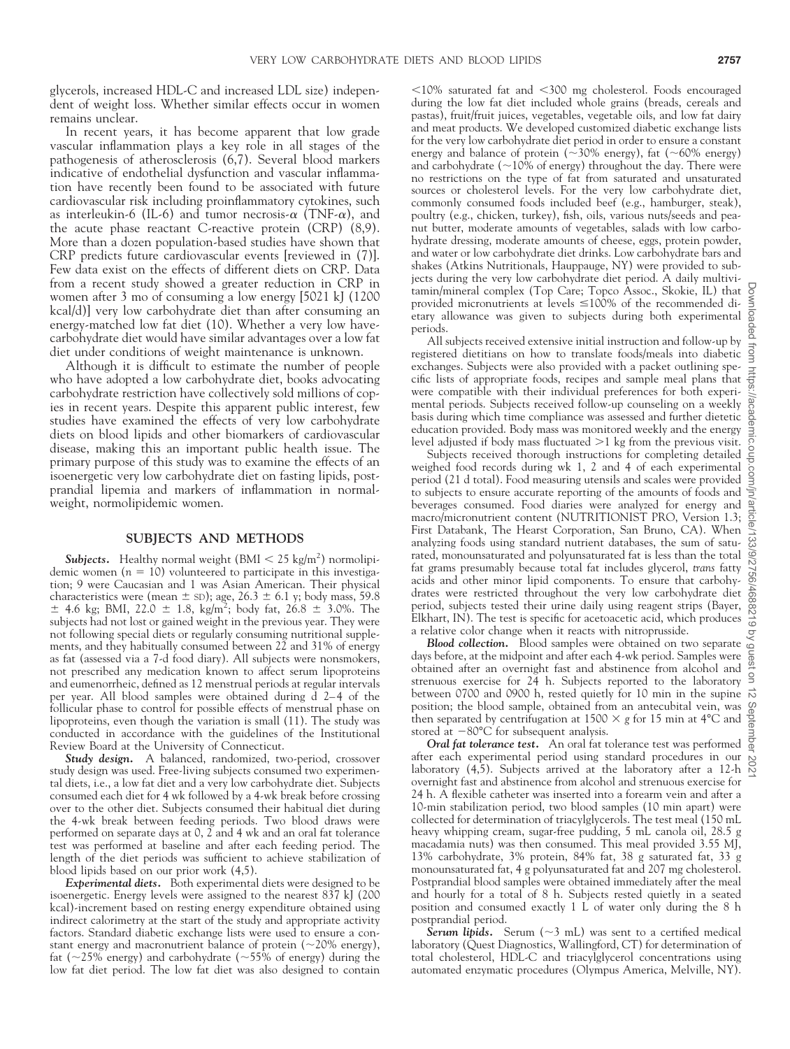glycerols, increased HDL-C and increased LDL size) independent of weight loss. Whether similar effects occur in women remains unclear.

In recent years, it has become apparent that low grade vascular inflammation plays a key role in all stages of the pathogenesis of atherosclerosis (6,7). Several blood markers indicative of endothelial dysfunction and vascular inflammation have recently been found to be associated with future cardiovascular risk including proinflammatory cytokines, such as interleukin-6 (IL-6) and tumor necrosis-$\alpha$ (TNF-$\alpha$), and the acute phase reactant C-reactive protein (CRP) (8,9). More than a dozen population-based studies have shown that CRP predicts future cardiovascular events [reviewed in (7)]. Few data exist on the effects of different diets on CRP. Data from a recent study showed a greater reduction in CRP in women after 3 mo of consuming a low energy [5021 kJ (1200 kcal/d)] very low carbohydrate diet than after consuming an energy-matched low fat diet (10). Whether a very low have-carbohydrate diet would have similar advantages over a low fat diet under conditions of weight maintenance is unknown.

Although it is difficult to estimate the number of people who have adopted a low carbohydrate diet, books advocating carbohydrate restriction have collectively sold millions of copies in recent years. Despite this apparent public interest, few studies have examined the effects of very low carbohydrate diets on blood lipids and other biomarkers of cardiovascular disease, making this an important public health issue. The primary purpose of this study was to examine the effects of an isoenergetic very low carbohydrate diet on fasting lipids, postprandial lipemia and markers of inflammation in normal-weight, normolipidemic women.

## SUBJECTS AND METHODS

***Subjects.*** Healthy normal weight (BMI < 25 kg/m$^2$) normolipidemic women ($n$ = 10) volunteered to participate in this investigation; 9 were Caucasian and 1 was Asian American. Their physical characteristics were (mean ± SD); age, 26.3 ± 6.1 y; body mass, 59.8 ± 4.6 kg; BMI, 22.0 ± 1.8, kg/m$^2$; body fat, 26.8 ± 3.0%. The subjects had not lost or gained weight in the previous year. They were not following special diets or regularly consuming nutritional supplements, and they habitually consumed between 22 and 31% of energy as fat (assessed via a 7-d food diary). All subjects were nonsmokers, not prescribed any medication known to affect serum lipoproteins and eumenorrheic, defined as 12 menstrual periods at regular intervals per year. All blood samples were obtained during d 2–4 of the follicular phase to control for possible effects of menstrual phase on lipoproteins, even though the variation is small (11). The study was conducted in accordance with the guidelines of the Institutional Review Board at the University of Connecticut.

***Study design.*** A balanced, randomized, two-period, crossover study design was used. Free-living subjects consumed two experimental diets, i.e., a low fat diet and a very low carbohydrate diet. Subjects consumed each diet for 4 wk followed by a 4-wk break before crossing over to the other diet. Subjects consumed their habitual diet during the 4-wk break between feeding periods. Two blood draws were performed on separate days at 0, 2 and 4 wk and an oral fat tolerance test was performed at baseline and after each feeding period. The length of the diet periods was sufficient to achieve stabilization of blood lipids based on our prior work (4,5).

***Experimental diets.*** Both experimental diets were designed to be isoenergetic. Energy levels were assigned to the nearest 837 kJ (200 kcal)-increment based on resting energy expenditure obtained using indirect calorimetry at the start of the study and appropriate activity factors. Standard diabetic exchange lists were used to ensure a constant energy and macronutrient balance of protein (~20% energy), fat (~25% energy) and carbohydrate (~55% of energy) during the low fat diet period. The low fat diet was also designed to contain <10% saturated fat and <300 mg cholesterol. Foods encouraged during the low fat diet included whole grains (breads, cereals and pastas), fruit/fruit juices, vegetables, vegetable oils, and low fat dairy and meat products. We developed customized diabetic exchange lists for the very low carbohydrate diet period in order to ensure a constant energy and balance of protein (~30% energy), fat (~60% energy) and carbohydrate (~10% of energy) throughout the day. There were no restrictions on the type of fat from saturated and unsaturated sources or cholesterol levels. For the very low carbohydrate diet, commonly consumed foods included beef (e.g., hamburger, steak), poultry (e.g., chicken, turkey), fish, oils, various nuts/seeds and peanut butter, moderate amounts of vegetables, salads with low carbohydrate dressing, moderate amounts of cheese, eggs, protein powder, and water or low carbohydrate diet drinks. Low carbohydrate bars and shakes (Atkins Nutritionals, Hauppauge, NY) were provided to subjects during the very low carbohydrate diet period. A daily multivitamin/mineral complex (Top Care; Topco Assoc., Skokie, IL) that provided micronutrients at levels ≤100% of the recommended dietary allowance was given to subjects during both experimental periods.

All subjects received extensive initial instruction and follow-up by registered dietitians on how to translate foods/meals into diabetic exchanges. Subjects were also provided with a packet outlining specific lists of appropriate foods, recipes and sample meal plans that were compatible with their individual preferences for both experimental periods. Subjects received follow-up counseling on a weekly basis during which time compliance was assessed and further dietetic education provided. Body mass was monitored weekly and the energy level adjusted if body mass fluctuated >1 kg from the previous visit.

Subjects received thorough instructions for completing detailed weighed food records during wk 1, 2 and 4 of each experimental period (21 d total). Food measuring utensils and scales were provided to subjects to ensure accurate reporting of the amounts of foods and beverages consumed. Food diaries were analyzed for energy and macro/micronutrient content (NUTRITIONIST PRO, Version 1.3; First Databank, The Hearst Corporation, San Bruno, CA). When analyzing foods using standard nutrient databases, the sum of saturated, monounsaturated and polyunsaturated fat is less than the total fat grams presumably because total fat includes glycerol, *trans* fatty acids and other minor lipid components. To ensure that carbohydrates were restricted throughout the very low carbohydrate diet period, subjects tested their urine daily using reagent strips (Bayer, Elkhart, IN). The test is specific for acetoacetic acid, which produces a relative color change when it reacts with nitroprusside.

***Blood collection.*** Blood samples were obtained on two separate days before, at the midpoint and after each 4-wk period. Samples were obtained after an overnight fast and abstinence from alcohol and strenuous exercise for 24 h. Subjects reported to the laboratory between 0700 and 0900 h, rested quietly for 10 min in the supine position; the blood sample, obtained from an antecubital vein, was then separated by centrifugation at 1500 × $g$ for 15 min at 4°C and stored at −80°C for subsequent analysis.

***Oral fat tolerance test.*** An oral fat tolerance test was performed after each experimental period using standard procedures in our laboratory (4,5). Subjects arrived at the laboratory after a 12-h overnight fast and abstinence from alcohol and strenuous exercise for 24 h. A flexible catheter was inserted into a forearm vein and after a 10-min stabilization period, two blood samples (10 min apart) were collected for determination of triacylglycerols. The test meal (150 mL heavy whipping cream, sugar-free pudding, 5 mL canola oil, 28.5 g macadamia nuts) was then consumed. This meal provided 3.55 MJ, 13% carbohydrate, 3% protein, 84% fat, 38 g saturated fat, 33 g monounsaturated fat, 4 g polyunsaturated fat and 207 mg cholesterol. Postprandial blood samples were obtained immediately after the meal and hourly for a total of 8 h. Subjects rested quietly in a seated position and consumed exactly 1 L of water only during the 8 h postprandial period.

***Serum lipids.*** Serum (~3 mL) was sent to a certified medical laboratory (Quest Diagnostics, Wallingford, CT) for determination of total cholesterol, HDL-C and triacylglycerol concentrations using automated enzymatic procedures (Olympus America, Melville, NY).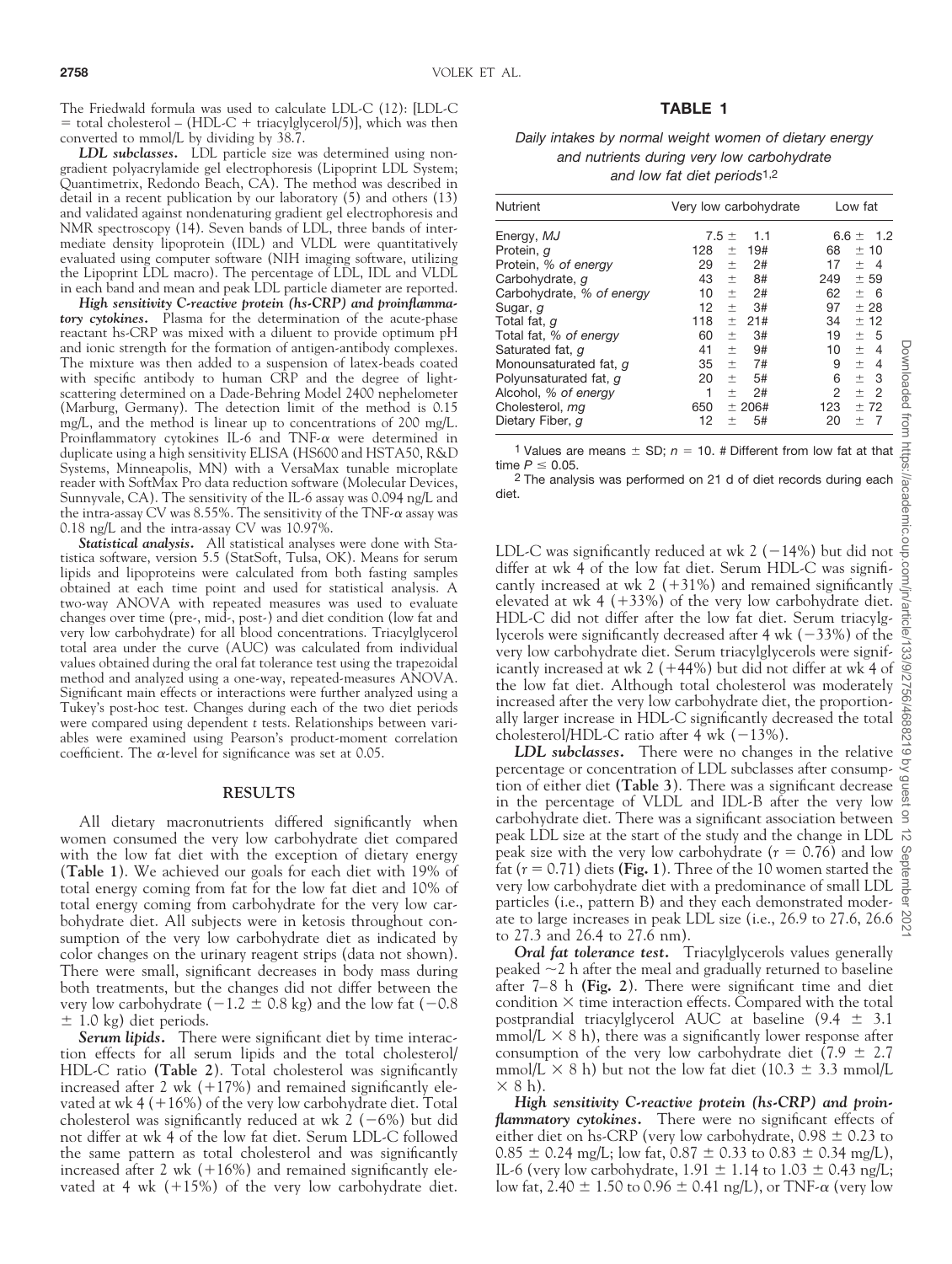The Friedwald formula was used to calculate LDL-C (12): [LDL-C = total cholesterol − (HDL-C + triacylglycerol/5)], which was then converted to mmol/L by dividing by 38.7.

***LDL subclasses.*** LDL particle size was determined using nongradient polyacrylamide gel electrophoresis (Lipoprint LDL System; Quantimetrix, Redondo Beach, CA). The method was described in detail in a recent publication by our laboratory (5) and others (13) and validated against nondenaturing gradient gel electrophoresis and NMR spectroscopy (14). Seven bands of LDL, three bands of intermediate density lipoprotein (IDL) and VLDL were quantitatively evaluated using computer software (NIH imaging software, utilizing the Lipoprint LDL macro). The percentage of LDL, IDL and VLDL in each band and mean and peak LDL particle diameter are reported.

***High sensitivity C-reactive protein (hs-CRP) and proinflammatory cytokines.*** Plasma for the determination of the acute-phase reactant hs-CRP was mixed with a diluent to provide optimum pH and ionic strength for the formation of antigen-antibody complexes. The mixture was then added to a suspension of latex-beads coated with specific antibody to human CRP and the degree of light-scattering determined on a Dade-Behring Model 2400 nephelometer (Marburg, Germany). The detection limit of the method is 0.15 mg/L, and the method is linear up to concentrations of 200 mg/L. Proinflammatory cytokines IL-6 and TNF-$\alpha$ were determined in duplicate using a high sensitivity ELISA (HS600 and HSTA50, R&D Systems, Minneapolis, MN) with a VersaMax tunable microplate reader with SoftMax Pro data reduction software (Molecular Devices, Sunnyvale, CA). The sensitivity of the IL-6 assay was 0.094 ng/L and the intra-assay CV was 8.55%. The sensitivity of the TNF-$\alpha$ assay was 0.18 ng/L and the intra-assay CV was 10.97%.

***Statistical analysis.*** All statistical analyses were done with Statistica software, version 5.5 (StatSoft, Tulsa, OK). Means for serum lipids and lipoproteins were calculated from both fasting samples obtained at each time point and used for statistical analysis. A two-way ANOVA with repeated measures was used to evaluate changes over time (pre-, mid-, post-) and diet condition (low fat and very low carbohydrate) for all blood concentrations. Triacylglycerol total area under the curve (AUC) was calculated from individual values obtained during the oral fat tolerance test using the trapezoidal method and analyzed using a one-way, repeated-measures ANOVA. Significant main effects or interactions were further analyzed using a Tukey's post-hoc test. Changes during each of the two diet periods were compared using dependent *t* tests. Relationships between variables were examined using Pearson's product-moment correlation coefficient. The $\alpha$-level for significance was set at 0.05.

## RESULTS

All dietary macronutrients differed significantly when women consumed the very low carbohydrate diet compared with the low fat diet with the exception of dietary energy (**Table 1**). We achieved our goals for each diet with 19% of total energy coming from fat for the low fat diet and 10% of total energy coming from carbohydrate for the very low carbohydrate diet. All subjects were in ketosis throughout consumption of the very low carbohydrate diet as indicated by color changes on the urinary reagent strips (data not shown). There were small, significant decreases in body mass during both treatments, but the changes did not differ between the very low carbohydrate (−1.2 ± 0.8 kg) and the low fat (−0.8 ± 1.0 kg) diet periods.

***Serum lipids.*** There were significant diet by time interaction effects for all serum lipids and the total cholesterol/HDL-C ratio (**Table 2**). Total cholesterol was significantly increased after 2 wk (+17%) and remained significantly elevated at wk 4 (+16%) of the very low carbohydrate diet. Total cholesterol was significantly reduced at wk 2 (−6%) but did not differ at wk 4 of the low fat diet. Serum LDL-C followed the same pattern as total cholesterol and was significantly increased after 2 wk (+16%) and remained significantly elevated at 4 wk (+15%) of the very low carbohydrate diet.

**TABLE 1**

*Daily intakes by normal weight women of dietary energy and nutrients during very low carbohydrate and low fat diet periods*[1,2]

| Nutrient | Very low carbohydrate | Low fat |
|---|---|---|
| Energy, *MJ* | 7.5 ± 1.1 | 6.6 ± 1.2 |
| Protein, *g* | 128 ± 19# | 68 ± 10 |
| Protein, *% of energy* | 29 ± 2# | 17 ± 4 |
| Carbohydrate, *g* | 43 ± 8# | 249 ± 59 |
| Carbohydrate, *% of energy* | 10 ± 2# | 62 ± 6 |
| Sugar, *g* | 12 ± 3# | 97 ± 28 |
| Total fat, *g* | 118 ± 21# | 34 ± 12 |
| Total fat, *% of energy* | 60 ± 3# | 19 ± 5 |
| Saturated fat, *g* | 41 ± 9# | 10 ± 4 |
| Monounsaturated fat, *g* | 35 ± 7# | 9 ± 4 |
| Polyunsaturated fat, *g* | 20 ± 5# | 6 ± 3 |
| Alcohol, *% of energy* | 1 ± 2# | 2 ± 2 |
| Cholesterol, *mg* | 650 ± 206# | 123 ± 72 |
| Dietary Fiber, *g* | 12 ± 5# | 20 ± 7 |

[1] Values are means ± SD; $n = 10$. # Different from low fat at that time $P \le 0.05$.

[2] The analysis was performed on 21 d of diet records during each diet.

LDL-C was significantly reduced at wk 2 (−14%) but did not differ at wk 4 of the low fat diet. Serum HDL-C was significantly increased at wk 2 (+31%) and remained significantly elevated at wk 4 (+33%) of the very low carbohydrate diet. HDL-C did not differ after the low fat diet. Serum triacylglycerols were significantly decreased after 4 wk (−33%) of the very low carbohydrate diet. Serum triacylglycerols were significantly increased at wk 2 (+44%) but did not differ at wk 4 of the low fat diet. Although total cholesterol was moderately increased after the very low carbohydrate diet, the proportionally larger increase in HDL-C significantly decreased the total cholesterol/HDL-C ratio after 4 wk (−13%).

***LDL subclasses.*** There were no changes in the relative percentage or concentration of LDL subclasses after consumption of either diet (**Table 3**). There was a significant decrease in the percentage of VLDL and IDL-B after the very low carbohydrate diet. There was a significant association between peak LDL size at the start of the study and the change in LDL peak size with the very low carbohydrate ($r = 0.76$) and low fat ($r = 0.71$) diets (**Fig. 1**). Three of the 10 women started the very low carbohydrate diet with a predominance of small LDL particles (i.e., pattern B) and they each demonstrated moderate to large increases in peak LDL size (i.e., 26.9 to 27.6, 26.6 to 27.3 and 26.4 to 27.6 nm).

***Oral fat tolerance test.*** Triacylglycerols values generally peaked ~2 h after the meal and gradually returned to baseline after 7–8 h (**Fig. 2**). There were significant time and diet condition × time interaction effects. Compared with the total postprandial triacylglycerol AUC at baseline (9.4 ± 3.1 mmol/L × 8 h), there was a significantly lower response after consumption of the very low carbohydrate diet (7.9 ± 2.7 mmol/L × 8 h) but not the low fat diet (10.3 ± 3.3 mmol/L × 8 h).

***High sensitivity C-reactive protein (hs-CRP) and proinflammatory cytokines.*** There were no significant effects of either diet on hs-CRP (very low carbohydrate, 0.98 ± 0.23 to 0.85 ± 0.24 mg/L; low fat, 0.87 ± 0.33 to 0.83 ± 0.34 mg/L), IL-6 (very low carbohydrate, 1.91 ± 1.14 to 1.03 ± 0.43 ng/L; low fat, 2.40 ± 1.50 to 0.96 ± 0.41 ng/L), or TNF-$\alpha$ (very low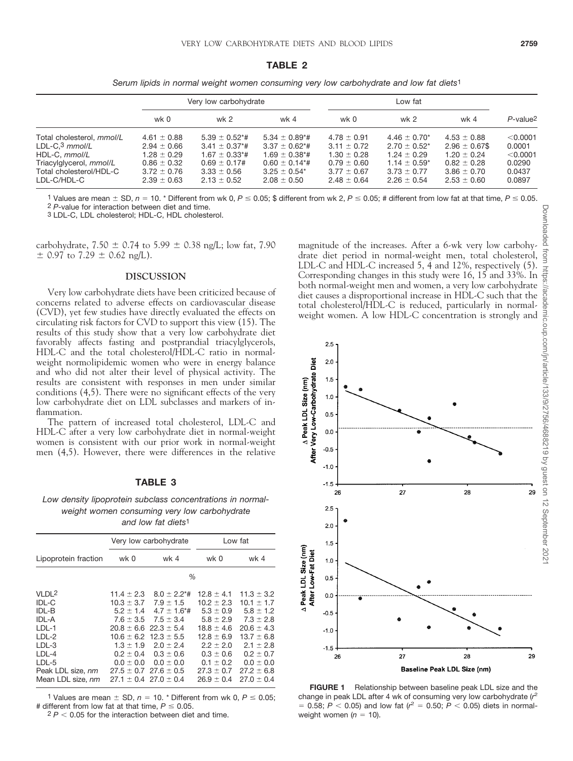**TABLE 2**

*Serum lipids in normal weight women consuming very low carbohydrate and low fat diets*[1]

| | Very low carbohydrate | | | Low fat | | | |
|---|---|---|---|---|---|---|---|
| | wk 0 | wk 2 | wk 4 | wk 0 | wk 2 | wk 4 | *P*-value[2] |
| Total cholesterol, *mmol/L* | 4.61 ± 0.88 | 5.39 ± 0.52*# | 5.34 ± 0.89*# | 4.78 ± 0.91 | 4.46 ± 0.70* | 4.53 ± 0.88 | <0.0001 |
| LDL-C,[3] *mmol/L* | 2.94 ± 0.66 | 3.41 ± 0.37*# | 3.37 ± 0.62*# | 3.11 ± 0.72 | 2.70 ± 0.52* | 2.96 ± 0.67$ | 0.0001 |
| HDL-C, *mmol/L* | 1.28 ± 0.29 | 1.67 ± 0.33*# | 1.69 ± 0.38*# | 1.30 ± 0.28 | 1.24 ± 0.29 | 1.20 ± 0.24 | <0.0001 |
| Triacylglycerol, *mmol/L* | 0.86 ± 0.32 | 0.69 ± 0.17# | 0.60 ± 0.14*# | 0.79 ± 0.60 | 1.14 ± 0.59* | 0.82 ± 0.28 | 0.0290 |
| Total cholesterol/HDL-C | 3.72 ± 0.76 | 3.33 ± 0.56 | 3.25 ± 0.54* | 3.77 ± 0.67 | 3.73 ± 0.77 | 3.86 ± 0.70 | 0.0437 |
| LDL-C/HDL-C | 2.39 ± 0.63 | 2.13 ± 0.52 | 2.08 ± 0.50 | 2.48 ± 0.64 | 2.26 ± 0.54 | 2.53 ± 0.60 | 0.0897 |

1 Values are mean ± SD, $n = 10$. * Different from wk 0, $P \leq 0.05$; $ different from wk 2, $P \leq 0.05$; # different from low fat at that time, $P \leq 0.05$.
2 *P*-value for interaction between diet and time.
3 LDL-C, LDL cholesterol; HDL-C, HDL cholesterol.

carbohydrate, 7.50 ± 0.74 to 5.99 ± 0.38 ng/L; low fat, 7.90 ± 0.97 to 7.29 ± 0.62 ng/L).

## DISCUSSION

Very low carbohydrate diets have been criticized because of concerns related to adverse effects on cardiovascular disease (CVD), yet few studies have directly evaluated the effects on circulating risk factors for CVD to support this view (15). The results of this study show that a very low carbohydrate diet favorably affects fasting and postprandial triacylglycerols, HDL-C and the total cholesterol/HDL-C ratio in normal-weight normolipidemic women who were in energy balance and who did not alter their level of physical activity. The results are consistent with responses in men under similar conditions (4,5). There were no significant effects of the very low carbohydrate diet on LDL subclasses and markers of inflammation.

The pattern of increased total cholesterol, LDL-C and HDL-C after a very low carbohydrate diet in normal-weight women is consistent with our prior work in normal-weight men (4,5). However, there were differences in the relative magnitude of the increases. After a 6-wk very low carbohydrate diet period in normal-weight men, total cholesterol, LDL-C and HDL-C increased 5, 4 and 12%, respectively (5). Corresponding changes in this study were 16, 15 and 33%. In both normal-weight men and women, a very low carbohydrate diet causes a disproportional increase in HDL-C such that the total cholesterol/HDL-C is reduced, particularly in normal-weight women. A low HDL-C concentration is strongly and

**TABLE 3**

*Low density lipoprotein subclass concentrations in normal-weight women consuming very low carbohydrate and low fat diets*[1]

| Lipoprotein fraction | Very low carbohydrate | | Low fat | |
|---|---|---|---|---|
| | wk 0 | wk 4 | wk 0 | wk 4 |
| | % | | | |
| VLDL[2] | 11.4 ± 2.3 | 8.0 ± 2.2*# | 12.8 ± 4.1 | 11.3 ± 3.2 |
| IDL-C | 10.3 ± 3.7 | 7.9 ± 1.5 | 10.2 ± 2.3 | 10.1 ± 1.7 |
| IDL-B | 5.2 ± 1.4 | 4.7 ± 1.6*# | 5.3 ± 0.9 | 5.8 ± 1.2 |
| IDL-A | 7.6 ± 3.5 | 7.5 ± 3.4 | 5.8 ± 2.9 | 7.3 ± 2.8 |
| LDL-1 | 20.8 ± 6.6 | 22.3 ± 5.4 | 18.8 ± 4.6 | 20.6 ± 4.3 |
| LDL-2 | 10.6 ± 6.2 | 12.3 ± 5.5 | 12.8 ± 6.9 | 13.7 ± 6.8 |
| LDL-3 | 1.3 ± 1.9 | 2.0 ± 2.4 | 2.2 ± 2.0 | 2.1 ± 2.8 |
| LDL-4 | 0.2 ± 0.4 | 0.3 ± 0.6 | 0.3 ± 0.6 | 0.2 ± 0.7 |
| LDL-5 | 0.0 ± 0.0 | 0.0 ± 0.0 | 0.1 ± 0.2 | 0.0 ± 0.0 |
| Peak LDL size, *nm* | 27.5 ± 0.7 | 27.6 ± 0.5 | 27.3 ± 0.7 | 27.2 ± 6.8 |
| Mean LDL size, *nm* | 27.1 ± 0.4 | 27.0 ± 0.4 | 26.9 ± 0.4 | 27.0 ± 0.4 |

1 Values are mean ± SD, $n = 10$. * Different from wk 0, $P \leq 0.05$; # different from low fat at that time, $P \leq 0.05$.
2 $P < 0.05$ for the interaction between diet and time.

**FIGURE 1** Relationship between baseline peak LDL size and the change in peak LDL after 4 wk of consuming very low carbohydrate ($r^2 = 0.58$; $P < 0.05$) and low fat ($r^2 = 0.50$; $P < 0.05$) diets in normal-weight women ($n = 10$).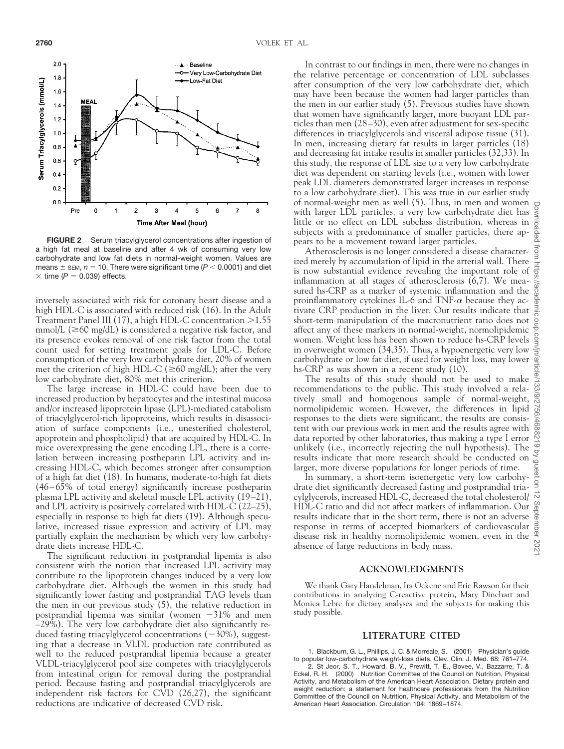2.0
1.8
1.6
1.4
1.2
1.0
0.8
0.6
0.4
0.2
0.0

Serum Triacylglycerols (mmol/L)

MEAL

Pre 0 1 2 3 4 5 6 7 8

Time After Meal (hour)

Baseline
Very Low-Carbohydrate Diet
Low-Fat Diet

**FIGURE 2** Serum triacylglycerol concentrations after ingestion of a high fat meal at baseline and after 4 wk of consuming very low carbohydrate and low fat diets in normal-weight women. Values are means ± SEM, $n = 10$. There were significant time ($P < 0.0001$) and diet × time ($P = 0.039$) effects.

inversely associated with risk for coronary heart disease and a high HDL-C is associated with reduced risk (16). In the Adult Treatment Panel III (17), a high HDL-C concentration >1.55 mmol/L (≥60 mg/dL) is considered a negative risk factor, and its presence evokes removal of one risk factor from the total count used for setting treatment goals for LDL-C. Before consumption of the very low carbohydrate diet, 20% of women met the criterion of high HDL-C (≥60 mg/dL); after the very low carbohydrate diet, 80% met this criterion.

The large increase in HDL-C could have been due to increased production by hepatocytes and the intestinal mucosa and/or increased lipoprotein lipase (LPL)-mediated catabolism of triacylglycerol-rich lipoproteins, which results in disassociation of surface components (i.e., unesterified cholesterol, apoprotein and phospholipid) that are acquired by HDL-C. In mice overexpressing the gene encoding LPL, there is a correlation between increasing postheparin LPL activity and increasing HDL-C, which becomes stronger after consumption of a high fat diet (18). In humans, moderate-to-high fat diets (46–65% of total energy) significantly increase postheparin plasma LPL activity and skeletal muscle LPL activity (19–21), and LPL activity is positively correlated with HDL-C (22–25), especially in response to high fat diets (19). Although speculative, increased tissue expression and activity of LPL may partially explain the mechanism by which very low carbohydrate diets increase HDL-C.

The significant reduction in postprandial lipemia is also consistent with the notion that increased LPL activity may contribute to the lipoprotein changes induced by a very low carbohydrate diet. Although the women in this study had significantly lower fasting and postprandial TAG levels than the men in our previous study (5), the relative reduction in postprandial lipemia was similar (women −31% and men –29%). The very low carbohydrate diet also significantly reduced fasting triacylglycerol concentrations (−30%), suggesting that a decrease in VLDL production rate contributed as well to the reduced postprandial lipemia because a greater VLDL-triacylglycerol pool size competes with triacylglycerols from intestinal origin for removal during the postprandial period. Because fasting and postprandial triacylglycerols are independent risk factors for CVD (26,27), the significant reductions are indicative of decreased CVD risk.

In contrast to our findings in men, there were no changes in the relative percentage or concentration of LDL subclasses after consumption of the very low carbohydrate diet, which may have been because the women had larger particles than the men in our earlier study (5). Previous studies have shown that women have significantly larger, more buoyant LDL particles than men (28–30), even after adjustment for sex-specific differences in triacylglycerols and visceral adipose tissue (31). In men, increasing dietary fat results in larger particles (18) and decreasing fat intake results in smaller particles (32,33). In this study, the response of LDL size to a very low carbohydrate diet was dependent on starting levels (i.e., women with lower peak LDL diameters demonstrated larger increases in response to a low carbohydrate diet). This was true in our earlier study of normal-weight men as well (5). Thus, in men and women with larger LDL particles, a very low carbohydrate diet has little or no effect on LDL subclass distribution, whereas in subjects with a predominance of smaller particles, there appears to be a movement toward larger particles.

Atherosclerosis is no longer considered a disease characterized merely by accumulation of lipid in the arterial wall. There is now substantial evidence revealing the important role of inflammation at all stages of atherosclerosis (6,7). We measured hs-CRP as a marker of systemic inflammation and the proinflammatory cytokines IL-6 and TNF-α because they activate CRP production in the liver. Our results indicate that short-term manipulation of the macronutrient ratio does not affect any of these markers in normal-weight, normolipidemic women. Weight loss has been shown to reduce hs-CRP levels in overweight women (34,35). Thus, a hypoenergetic very low carbohydrate or low fat diet, if used for weight loss, may lower hs-CRP as was shown in a recent study (10).

The results of this study should not be used to make recommendations to the public. This study involved a relatively small and homogenous sample of normal-weight, normolipidemic women. However, the differences in lipid responses to the diets were significant, the results are consistent with our previous work in men and the results agree with data reported by other laboratories, thus making a type I error unlikely (i.e., incorrectly rejecting the null hypothesis). The results indicate that more research should be conducted on larger, more diverse populations for longer periods of time.

In summary, a short-term isoenergetic very low carbohydrate diet significantly decreased fasting and postprandial triacylglycerols, increased HDL-C, decreased the total cholesterol/HDL-C ratio and did not affect markers of inflammation. Our results indicate that in the short term, there is not an adverse response in terms of accepted biomarkers of cardiovascular disease risk in healthy normolipidemic women, even in the absence of large reductions in body mass.

## ACKNOWLEDGMENTS

We thank Gary Handelman, Ira Ockene and Eric Rawson for their contributions in analyzing C-reactive protein, Mary Dinehart and Monica Lebre for dietary analyses and the subjects for making this study possible.

## LITERATURE CITED

1. Blackburn, G. L., Phillips, J. C. & Morreale, S. (2001) Physician's guide to popular low-carbohydrate weight-loss diets. Clev. Clin. J. Med. 68: 761–774.
2. St Jeor, S. T., Howard, B. V., Prewitt, T. E., Bovee, V., Bazzarre, T. & Eckel, R. H. (2000) Nutrition Committee of the Council on Nutrition, Physical Activity, and Metabolism of the American Heart Association. Dietary protein and weight reduction: a statement for healthcare professionals from the Nutrition Committee of the Council on Nutrition, Physical Activity, and Metabolism of the American Heart Association. Circulation 104: 1869–1874.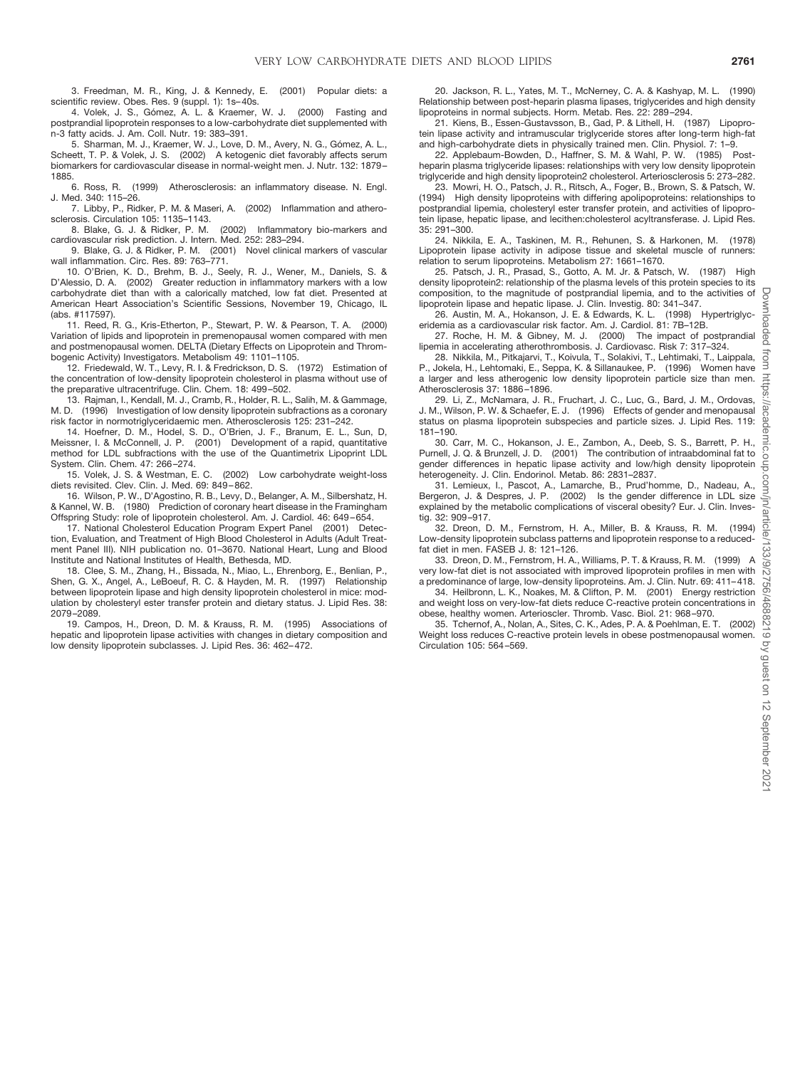3. Freedman, M. R., King, J. & Kennedy, E. (2001) Popular diets: a scientific review. Obes. Res. 9 (suppl. 1): 1s–40s.

4. Volek, J. S., Gómez, A. L. & Kraemer, W. J. (2000) Fasting and postprandial lipoprotein responses to a low-carbohydrate diet supplemented with n-3 fatty acids. J. Am. Coll. Nutr. 19: 383–391.

5. Sharman, M. J., Kraemer, W. J., Love, D. M., Avery, N. G., Gómez, A. L., Scheett, T. P. & Volek, J. S. (2002) A ketogenic diet favorably affects serum biomarkers for cardiovascular disease in normal-weight men. J. Nutr. 132: 1879–1885.

6. Ross, R. (1999) Atherosclerosis: an inflammatory disease. N. Engl. J. Med. 340: 115–26.

7. Libby, P., Ridker, P. M. & Maseri, A. (2002) Inflammation and atherosclerosis. Circulation 105: 1135–1143.

8. Blake, G. J. & Ridker, P. M. (2002) Inflammatory bio-markers and cardiovascular risk prediction. J. Intern. Med. 252: 283–294.

9. Blake, G. J. & Ridker, P. M. (2001) Novel clinical markers of vascular wall inflammation. Circ. Res. 89: 763–771.

10. O'Brien, K. D., Brehm, B. J., Seely, R. J., Wener, M., Daniels, S. & D'Alessio, D. A. (2002) Greater reduction in inflammatory markers with a low carbohydrate diet than with a calorically matched, low fat diet. Presented at American Heart Association's Scientific Sessions, November 19, Chicago, IL (abs. #117597).

11. Reed, R. G., Kris-Etherton, P., Stewart, P. W. & Pearson, T. A. (2000) Variation of lipids and lipoprotein in premenopausal women compared with men and postmenopausal women. DELTA (Dietary Effects on Lipoprotein and Thrombogenic Activity) Investigators. Metabolism 49: 1101–1105.

12. Friedewald, W. T., Levy, R. I. & Fredrickson, D. S. (1972) Estimation of the concentration of low-density lipoprotein cholesterol in plasma without use of the preparative ultracentrifuge. Clin. Chem. 18: 499–502.

13. Rajman, I., Kendall, M. J., Cramb, R., Holder, R. L., Salih, M. & Gammage, M. D. (1996) Investigation of low density lipoprotein subfractions as a coronary risk factor in normotriglyceridaemic men. Atherosclerosis 125: 231–242.

14. Hoefner, D. M., Hodel, S. D., O'Brien, J. F., Branum, E. L., Sun, D, Meissner, I. & McConnell, J. P. (2001) Development of a rapid, quantitative method for LDL subfractions with the use of the Quantimetrix Lipoprint LDL System. Clin. Chem. 47: 266–274.

15. Volek, J. S. & Westman, E. C. (2002) Low carbohydrate weight-loss diets revisited. Clev. Clin. J. Med. 69: 849–862.

16. Wilson, P. W., D'Agostino, R. B., Levy, D., Belanger, A. M., Silbershatz, H. & Kannel, W. B. (1980) Prediction of coronary heart disease in the Framingham Offspring Study: role of lipoprotein cholesterol. Am. J. Cardiol. 46: 649–654.

17. National Cholesterol Education Program Expert Panel (2001) Detection, Evaluation, and Treatment of High Blood Cholesterol in Adults (Adult Treatment Panel III). NIH publication no. 01–3670. National Heart, Lung and Blood Institute and National Institutes of Health, Bethesda, MD.

18. Clee, S. M., Zhang, H., Bissada, N., Miao, L., Ehrenborg, E., Benlian, P., Shen, G. X., Angel, A., LeBoeuf, R. C. & Hayden, M. R. (1997) Relationship between lipoprotein lipase and high density lipoprotein cholesterol in mice: modulation by cholesteryl ester transfer protein and dietary status. J. Lipid Res. 38: 2079–2089.

19. Campos, H., Dreon, D. M. & Krauss, R. M. (1995) Associations of hepatic and lipoprotein lipase activities with changes in dietary composition and low density lipoprotein subclasses. J. Lipid Res. 36: 462–472.

20. Jackson, R. L., Yates, M. T., McNerney, C. A. & Kashyap, M. L. (1990) Relationship between post-heparin plasma lipases, triglycerides and high density lipoproteins in normal subjects. Horm. Metab. Res. 22: 289–294.

21. Kiens, B., Essen-Gustavsson, B., Gad, P. & Lithell, H. (1987) Lipoprotein lipase activity and intramuscular triglyceride stores after long-term high-fat and high-carbohydrate diets in physically trained men. Clin. Physiol. 7: 1–9.

22. Applebaum-Bowden, D., Haffner, S. M. & Wahl, P. W. (1985) Post-heparin plasma triglyceride lipases: relationships with very low density lipoprotein triglyceride and high density lipoprotein2 cholesterol. Arteriosclerosis 5: 273–282.

23. Mowri, H. O., Patsch, J. R., Ritsch, A., Foger, B., Brown, S. & Patsch, W. (1994) High density lipoproteins with differing apolipoproteins: relationships to postprandial lipemia, cholesteryl ester transfer protein, and activities of lipoprotein lipase, hepatic lipase, and lecithen:cholesterol acyltransferase. J. Lipid Res. 35: 291–300.

24. Nikkila, E. A., Taskinen, M. R., Rehunen, S. & Harkonen, M. (1978) Lipoprotein lipase activity in adipose tissue and skeletal muscle of runners: relation to serum lipoproteins. Metabolism 27: 1661–1670.

25. Patsch, J. R., Prasad, S., Gotto, A. M. Jr. & Patsch, W. (1987) High density lipoprotein2: relationship of the plasma levels of this protein species to its composition, to the magnitude of postprandial lipemia, and to the activities of lipoprotein lipase and hepatic lipase. J. Clin. Investig. 80: 341–347.

26. Austin, M. A., Hokanson, J. E. & Edwards, K. L. (1998) Hypertriglyceridemia as a cardiovascular risk factor. Am. J. Cardiol. 81: 7B–12B.

27. Roche, H. M. & Gibney, M. J. (2000) The impact of postprandial lipemia in accelerating atherothrombosis. J. Cardiovasc. Risk 7: 317–324.

28. Nikkila, M., Pitkajarvi, T., Koivula, T., Solakivi, T., Lehtimaki, T., Laippala, P., Jokela, H., Lehtomaki, E., Seppa, K. & Sillanaukee, P. (1996) Women have a larger and less atherogenic low density lipoprotein particle size than men. Atherosclerosis 37: 1886–1896.

29. Li, Z., McNamara, J. R., Fruchart, J. C., Luc, G., Bard, J. M., Ordovas, J. M., Wilson, P. W. & Schaefer, E. J. (1996) Effects of gender and menopausal status on plasma lipoprotein subspecies and particle sizes. J. Lipid Res. 119: 181–190.

30. Carr, M. C., Hokanson, J. E., Zambon, A., Deeb, S. S., Barrett, P. H., Purnell, J. Q. & Brunzell, J. D. (2001) The contribution of intraabdominal fat to gender differences in hepatic lipase activity and low/high density lipoprotein heterogeneity. J. Clin. Endorinol. Metab. 86: 2831–2837.

31. Lemieux, I., Pascot, A., Lamarche, B., Prud'homme, D., Nadeau, A., Bergeron, J. & Despres, J. P. (2002) Is the gender difference in LDL size explained by the metabolic complications of visceral obesity? Eur. J. Clin. Investig. 32: 909–917.

32. Dreon, D. M., Fernstrom, H. A., Miller, B. & Krauss, R. M. (1994) Low-density lipoprotein subclass patterns and lipoprotein response to a reduced-fat diet in men. FASEB J. 8: 121–126.

33. Dreon, D. M., Fernstrom, H. A., Williams, P. T. & Krauss, R. M. (1999) A very low-fat diet is not associated with improved lipoprotein profiles in men with a predominance of large, low-density lipoproteins. Am. J. Clin. Nutr. 69: 411–418.

34. Heilbronn, L. K., Noakes, M. & Clifton, P. M. (2001) Energy restriction and weight loss on very-low-fat diets reduce C-reactive protein concentrations in obese, healthy women. Arterioscler. Thromb. Vasc. Biol. 21: 968–970.

35. Tchernof, A., Nolan, A., Sites, C. K., Ades, P. A. & Poehlman, E. T. (2002) Weight loss reduces C-reactive protein levels in obese postmenopausal women. Circulation 105: 564–569.